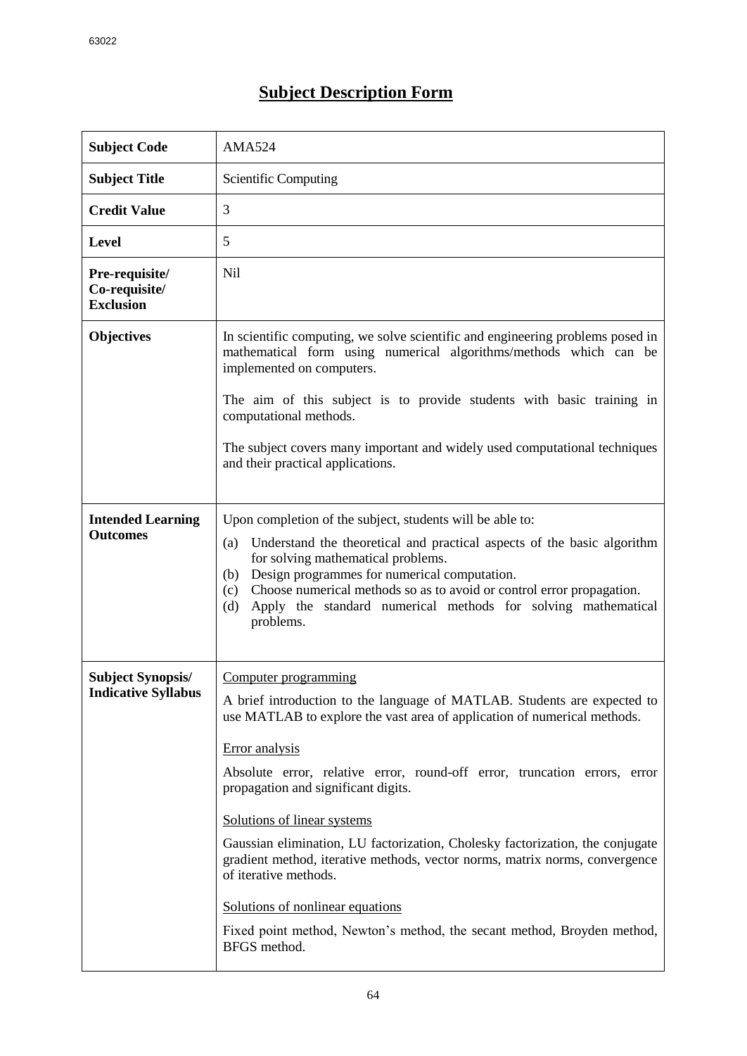# Subject Description Form

| | |
|---|---|
| **Subject Code** | AMA524 |
| **Subject Title** | Scientific Computing |
| **Credit Value** | 3 |
| **Level** | 5 |
| **Pre-requisite/ Co-requisite/ Exclusion** | Nil |
| **Objectives** | In scientific computing, we solve scientific and engineering problems posed in mathematical form using numerical algorithms/methods which can be implemented on computers.<br><br>The aim of this subject is to provide students with basic training in computational methods.<br><br>The subject covers many important and widely used computational techniques and their practical applications. |
| **Intended Learning Outcomes** | Upon completion of the subject, students will be able to:<br>(a) Understand the theoretical and practical aspects of the basic algorithm for solving mathematical problems.<br>(b) Design programmes for numerical computation.<br>(c) Choose numerical methods so as to avoid or control error propagation.<br>(d) Apply the standard numerical methods for solving mathematical problems. |
| **Subject Synopsis/ Indicative Syllabus** | <u>Computer programming</u><br>A brief introduction to the language of MATLAB. Students are expected to use MATLAB to explore the vast area of application of numerical methods.<br><br><u>Error analysis</u><br>Absolute error, relative error, round-off error, truncation errors, error propagation and significant digits.<br><br><u>Solutions of linear systems</u><br>Gaussian elimination, LU factorization, Cholesky factorization, the conjugate gradient method, iterative methods, vector norms, matrix norms, convergence of iterative methods.<br><br><u>Solutions of nonlinear equations</u><br>Fixed point method, Newton's method, the secant method, Broyden method, BFGS method. |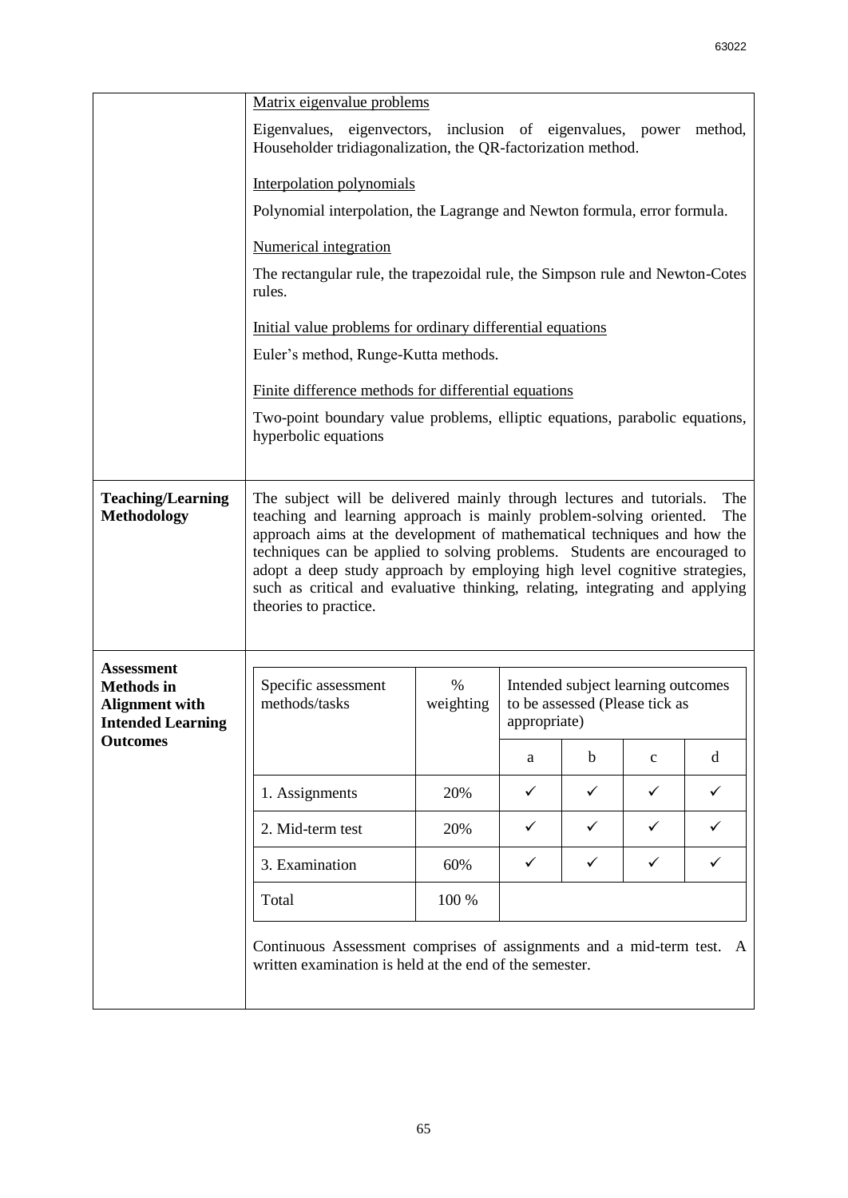| | |
|---|---|
| | <u>Matrix eigenvalue problems</u><br><br>Eigenvalues, eigenvectors, inclusion of eigenvalues, power method, Householder tridiagonalization, the QR-factorization method.<br><br><u>Interpolation polynomials</u><br><br>Polynomial interpolation, the Lagrange and Newton formula, error formula.<br><br><u>Numerical integration</u><br><br>The rectangular rule, the trapezoidal rule, the Simpson rule and Newton-Cotes rules.<br><br><u>Initial value problems for ordinary differential equations</u><br><br>Euler's method, Runge-Kutta methods.<br><br><u>Finite difference methods for differential equations</u><br><br>Two-point boundary value problems, elliptic equations, parabolic equations, hyperbolic equations |
| **Teaching/Learning Methodology** | The subject will be delivered mainly through lectures and tutorials. The teaching and learning approach is mainly problem-solving oriented. The approach aims at the development of mathematical techniques and how the techniques can be applied to solving problems. Students are encouraged to adopt a deep study approach by employing high level cognitive strategies, such as critical and evaluative thinking, relating, integrating and applying theories to practice. |
| **Assessment Methods in Alignment with Intended Learning Outcomes** | (see table below) |

| Specific assessment methods/tasks | % weighting | Intended subject learning outcomes to be assessed (Please tick as appropriate) | | | |
|---|---|---|---|---|---|
| | | a | b | c | d |
| 1. Assignments | 20% | ✓ | ✓ | ✓ | ✓ |
| 2. Mid-term test | 20% | ✓ | ✓ | ✓ | ✓ |
| 3. Examination | 60% | ✓ | ✓ | ✓ | ✓ |
| Total | 100 % | | | | |

Continuous Assessment comprises of assignments and a mid-term test. A written examination is held at the end of the semester.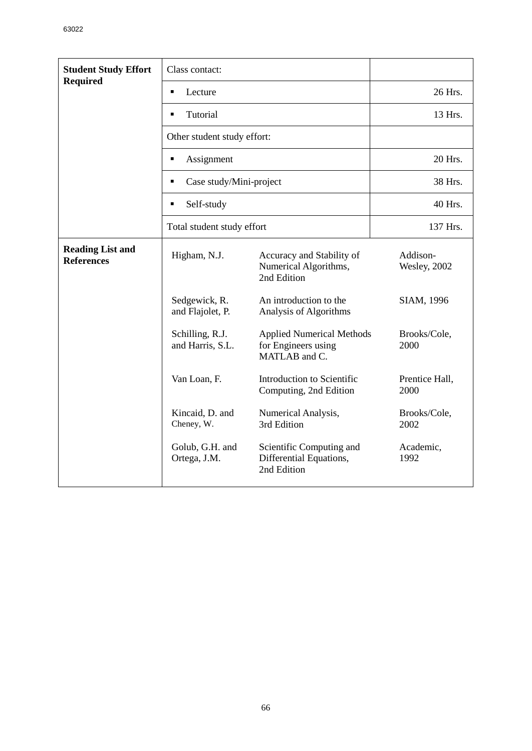| | | |
|---|---|---|
| **Student Study Effort Required** | Class contact: | |
| | ▪ Lecture | 26 Hrs. |
| | ▪ Tutorial | 13 Hrs. |
| | Other student study effort: | |
| | ▪ Assignment | 20 Hrs. |
| | ▪ Case study/Mini-project | 38 Hrs. |
| | ▪ Self-study | 40 Hrs. |
| | Total student study effort | 137 Hrs. |

**Reading List and References**

| | | |
|---|---|---|
| Higham, N.J. | Accuracy and Stability of Numerical Algorithms, 2nd Edition | Addison-Wesley, 2002 |
| Sedgewick, R. and Flajolet, P. | An introduction to the Analysis of Algorithms | SIAM, 1996 |
| Schilling, R.J. and Harris, S.L. | Applied Numerical Methods for Engineers using MATLAB and C. | Brooks/Cole, 2000 |
| Van Loan, F. | Introduction to Scientific Computing, 2nd Edition | Prentice Hall, 2000 |
| Kincaid, D. and Cheney, W. | Numerical Analysis, 3rd Edition | Brooks/Cole, 2002 |
| Golub, G.H. and Ortega, J.M. | Scientific Computing and Differential Equations, 2nd Edition | Academic, 1992 |